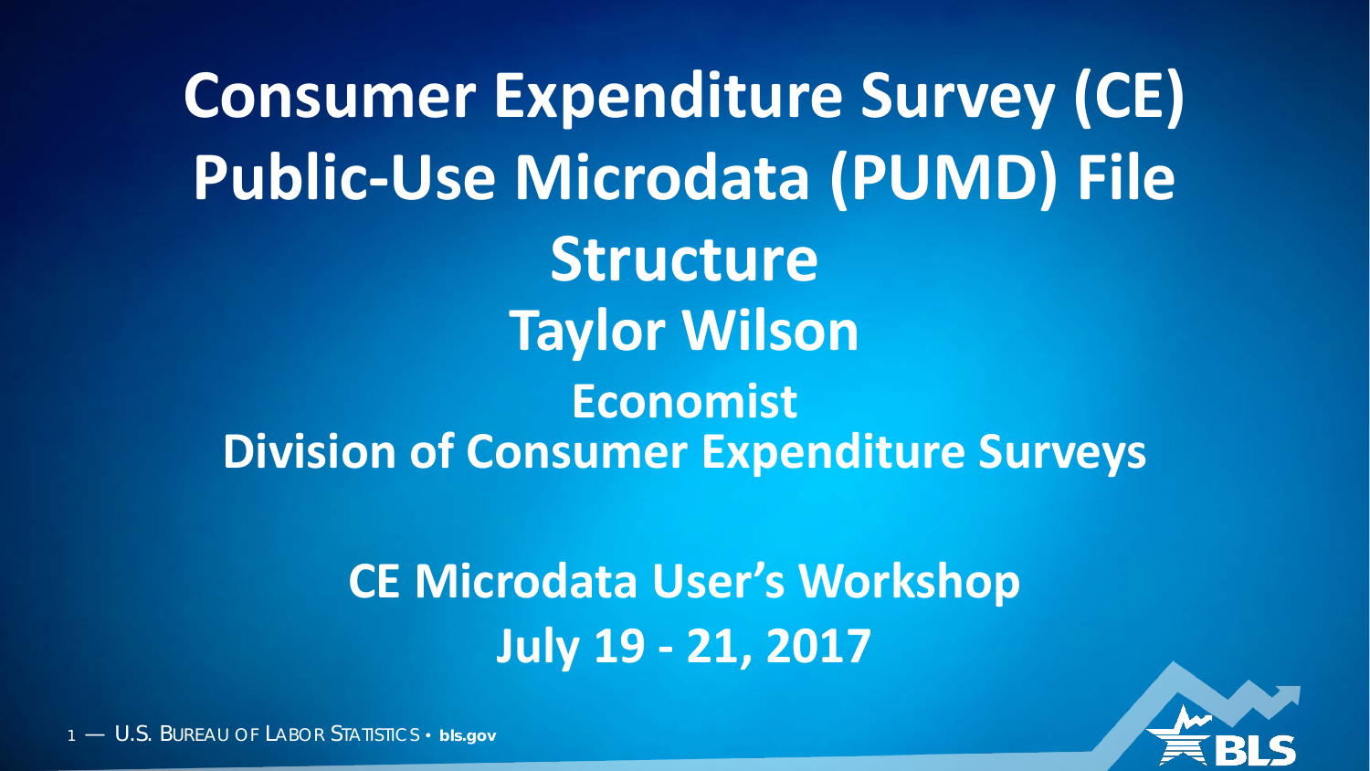# Consumer Expenditure Survey (CE) Public-Use Microdata (PUMD) File Structure

## Taylor Wilson

### Economist

### Division of Consumer Expenditure Surveys

## CE Microdata User's Workshop

## July 19 - 21, 2017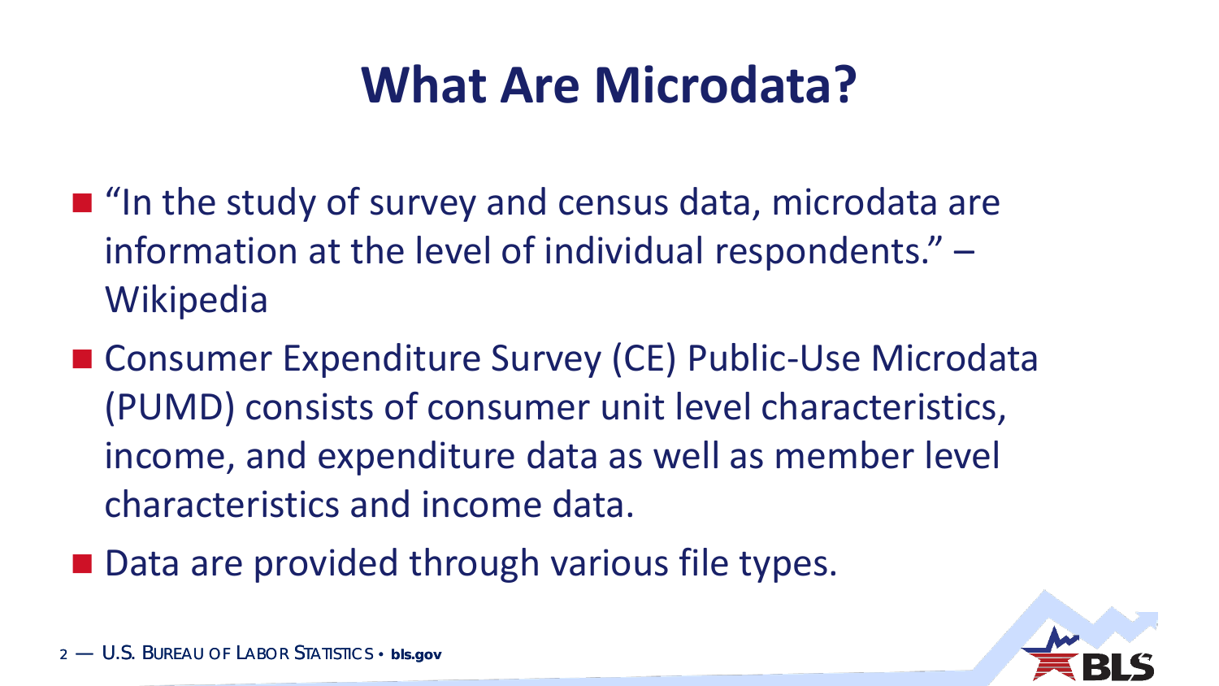# What Are Microdata?

- “In the study of survey and census data, microdata are information at the level of individual respondents.” – Wikipedia
- Consumer Expenditure Survey (CE) Public-Use Microdata (PUMD) consists of consumer unit level characteristics, income, and expenditure data as well as member level characteristics and income data.
- Data are provided through various file types.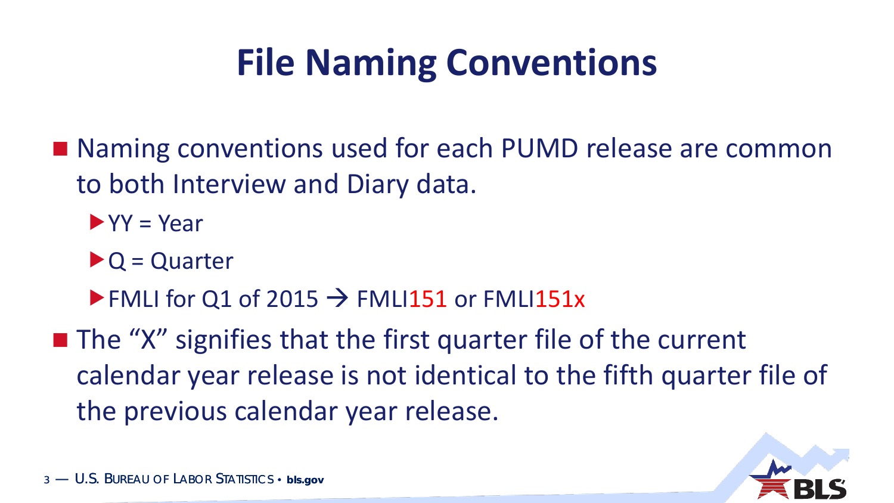# File Naming Conventions

- Naming conventions used for each PUMD release are common to both Interview and Diary data.
  - YY = Year
  - Q = Quarter
  - FMLI for Q1 of 2015 → FMLI151 or FMLI151x
- The “X” signifies that the first quarter file of the current calendar year release is not identical to the fifth quarter file of the previous calendar year release.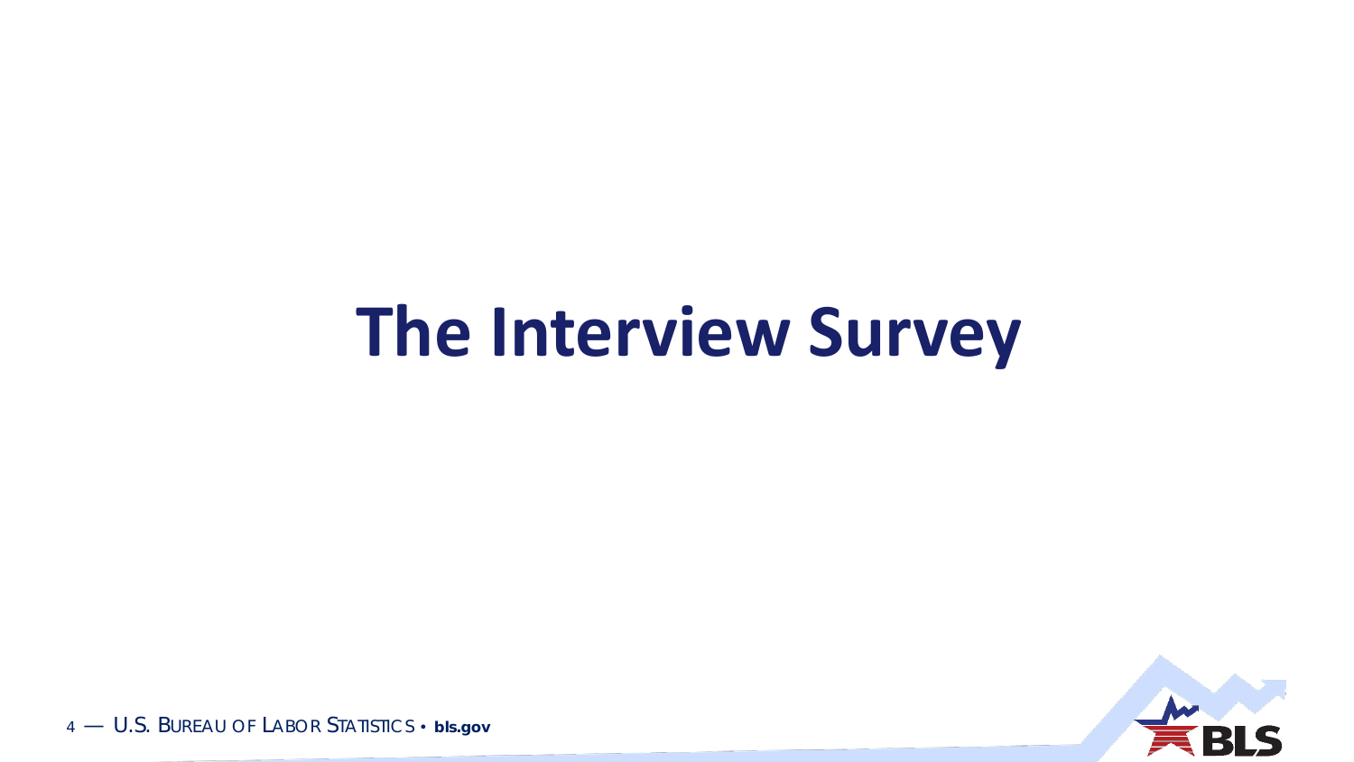# The Interview Survey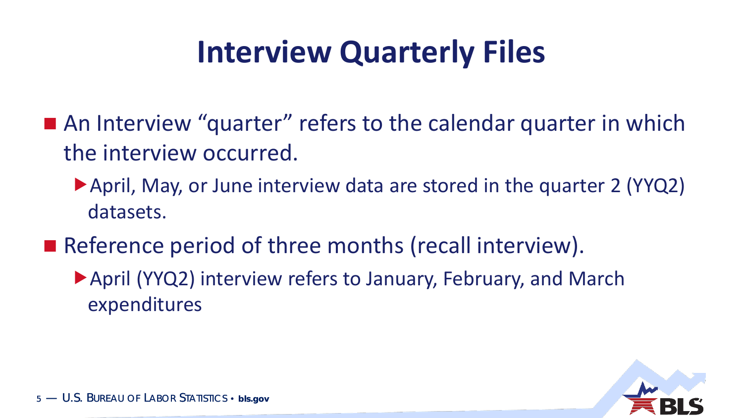# Interview Quarterly Files

- An Interview “quarter” refers to the calendar quarter in which the interview occurred.
  - April, May, or June interview data are stored in the quarter 2 (YYQ2) datasets.
- Reference period of three months (recall interview).
  - April (YYQ2) interview refers to January, February, and March expenditures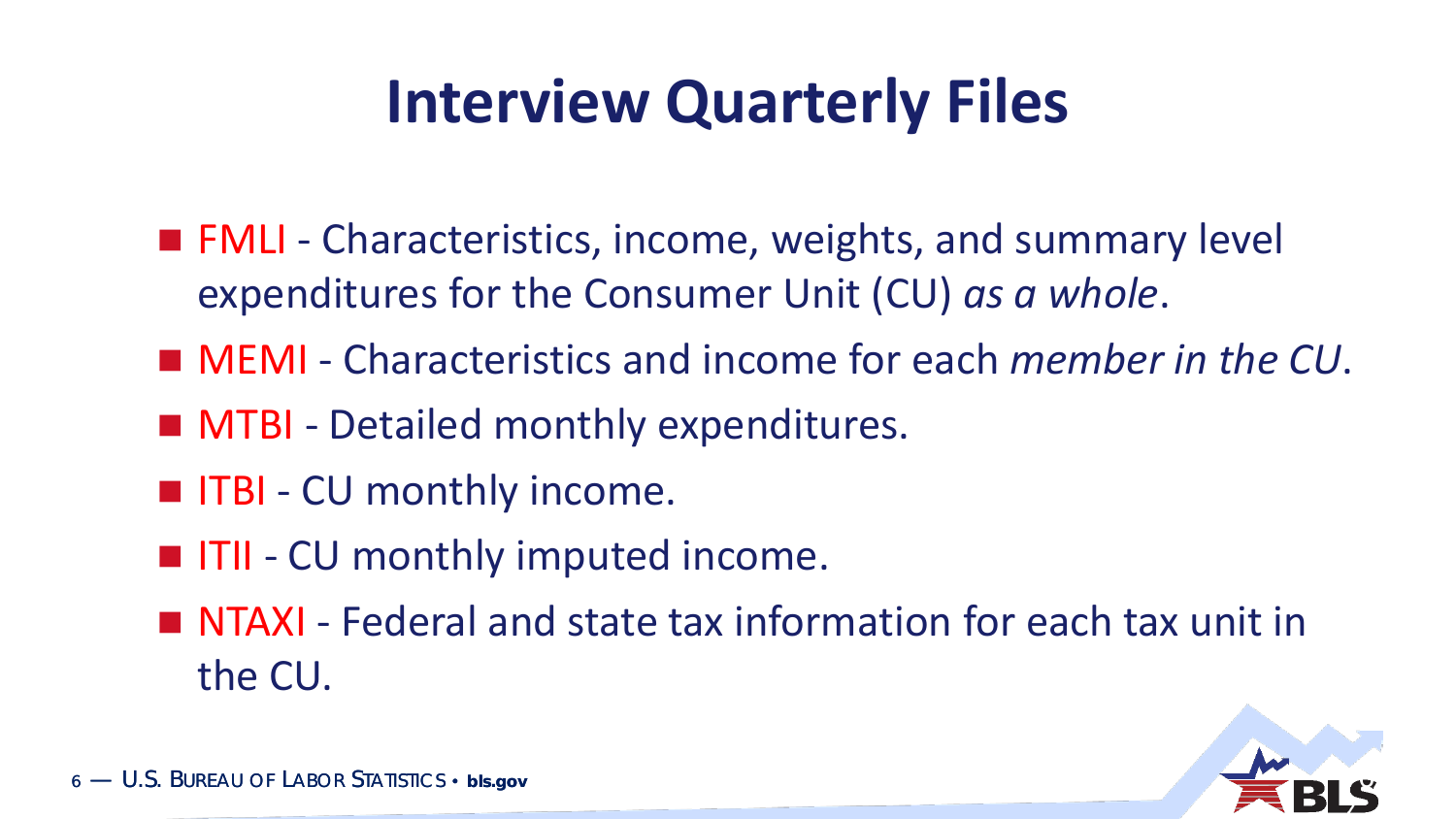# Interview Quarterly Files

- FMLI - Characteristics, income, weights, and summary level expenditures for the Consumer Unit (CU) *as a whole*.
- MEMI - Characteristics and income for each *member in the CU*.
- MTBI - Detailed monthly expenditures.
- ITBI - CU monthly income.
- ITII - CU monthly imputed income.
- NTAXI - Federal and state tax information for each tax unit in the CU.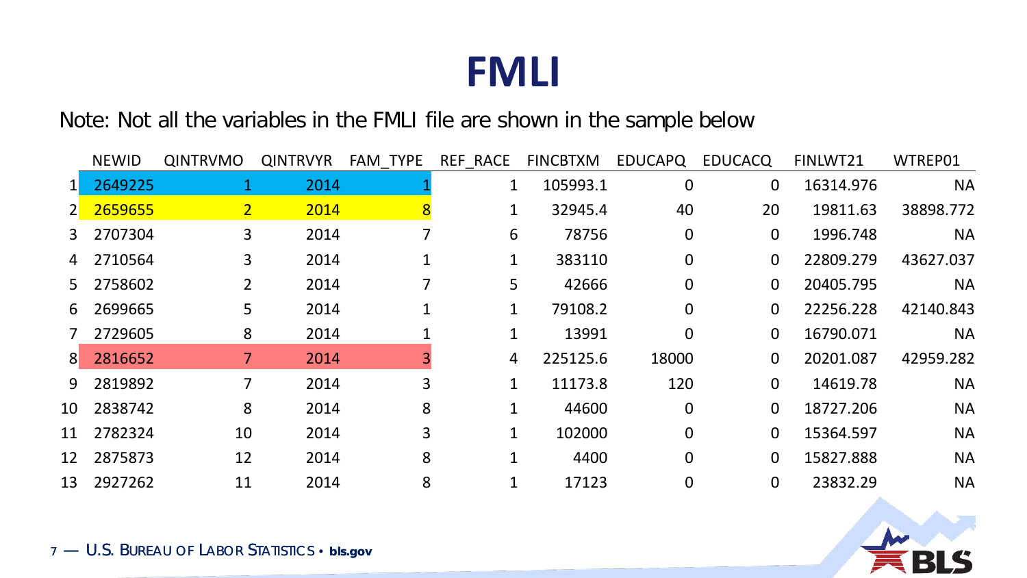# FMLI

Note: Not all the variables in the FMLI file are shown in the sample below

| | NEWID | QINTRVMO | QINTRVYR | FAM_TYPE | REF_RACE | FINCBTXM | EDUCAPQ | EDUCACQ | FINLWT21 | WTREP01 |
|---|---|---|---|---|---|---|---|---|---|---|
| 1 | 2649225 | 1 | 2014 | 1 | 1 | 105993.1 | 0 | 0 | 16314.976 | NA |
| 2 | 2659655 | 2 | 2014 | 8 | 1 | 32945.4 | 40 | 20 | 19811.63 | 38898.772 |
| 3 | 2707304 | 3 | 2014 | 7 | 6 | 78756 | 0 | 0 | 1996.748 | NA |
| 4 | 2710564 | 3 | 2014 | 1 | 1 | 383110 | 0 | 0 | 22809.279 | 43627.037 |
| 5 | 2758602 | 2 | 2014 | 7 | 5 | 42666 | 0 | 0 | 20405.795 | NA |
| 6 | 2699665 | 5 | 2014 | 1 | 1 | 79108.2 | 0 | 0 | 22256.228 | 42140.843 |
| 7 | 2729605 | 8 | 2014 | 1 | 1 | 13991 | 0 | 0 | 16790.071 | NA |
| 8 | 2816652 | 7 | 2014 | 3 | 4 | 225125.6 | 18000 | 0 | 20201.087 | 42959.282 |
| 9 | 2819892 | 7 | 2014 | 3 | 1 | 11173.8 | 120 | 0 | 14619.78 | NA |
| 10 | 2838742 | 8 | 2014 | 8 | 1 | 44600 | 0 | 0 | 18727.206 | NA |
| 11 | 2782324 | 10 | 2014 | 3 | 1 | 102000 | 0 | 0 | 15364.597 | NA |
| 12 | 2875873 | 12 | 2014 | 8 | 1 | 4400 | 0 | 0 | 15827.888 | NA |
| 13 | 2927262 | 11 | 2014 | 8 | 1 | 17123 | 0 | 0 | 23832.29 | NA |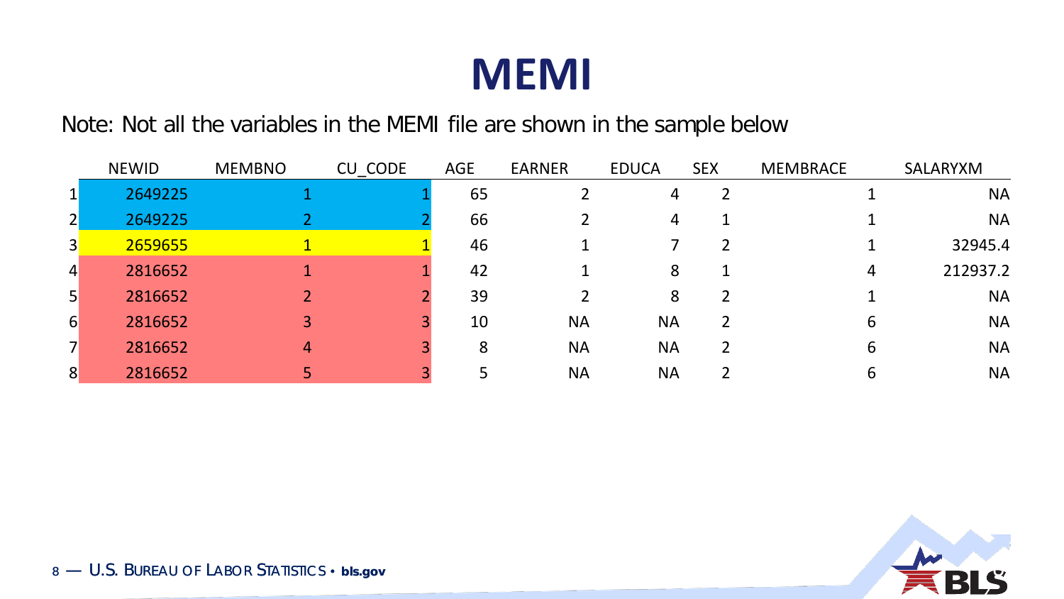# MEMI

Note: Not all the variables in the MEMI file are shown in the sample below

| | NEWID | MEMBNO | CU_CODE | AGE | EARNER | EDUCA | SEX | MEMBRACE | SALARYXM |
|---|---|---|---|---|---|---|---|---|---|
| 1 | 2649225 | 1 | 1 | 65 | 2 | 4 | 2 | 1 | NA |
| 2 | 2649225 | 2 | 2 | 66 | 2 | 4 | 1 | 1 | NA |
| 3 | 2659655 | 1 | 1 | 46 | 1 | 7 | 2 | 1 | 32945.4 |
| 4 | 2816652 | 1 | 1 | 42 | 1 | 8 | 1 | 4 | 212937.2 |
| 5 | 2816652 | 2 | 2 | 39 | 2 | 8 | 2 | 1 | NA |
| 6 | 2816652 | 3 | 3 | 10 | NA | NA | 2 | 6 | NA |
| 7 | 2816652 | 4 | 3 | 8 | NA | NA | 2 | 6 | NA |
| 8 | 2816652 | 5 | 3 | 5 | NA | NA | 2 | 6 | NA |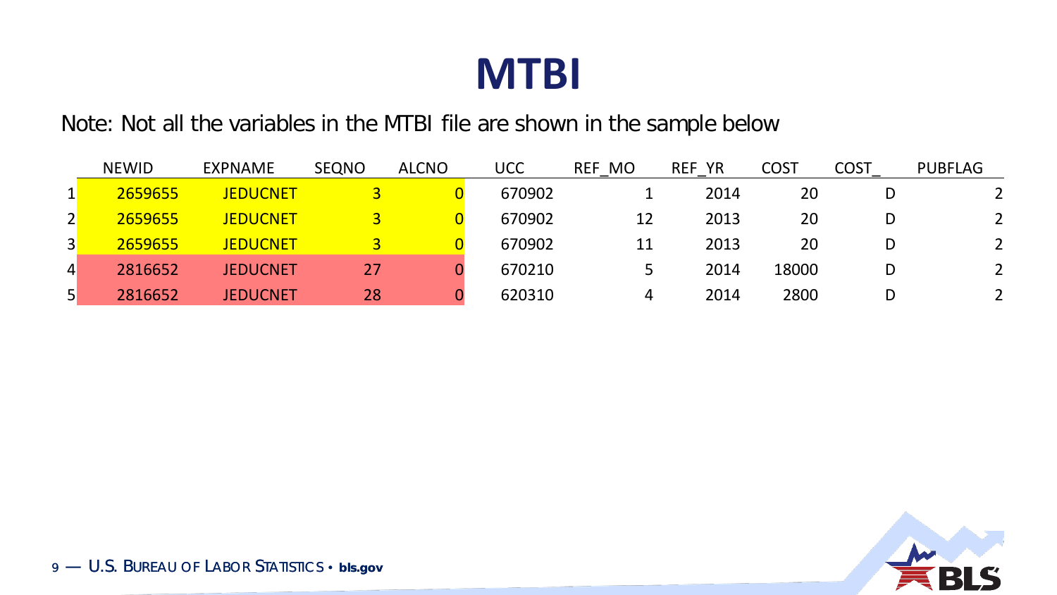# MTBI

Note: Not all the variables in the MTBI file are shown in the sample below

| | NEWID | EXPNAME | SEQNO | ALCNO | UCC | REF_MO | REF_YR | COST | COST_ | PUBFLAG |
|---|---|---|---|---|---|---|---|---|---|---|
| 1 | 2659655 | JEDUCNET | 3 | 0 | 670902 | 1 | 2014 | 20 | D | 2 |
| 2 | 2659655 | JEDUCNET | 3 | 0 | 670902 | 12 | 2013 | 20 | D | 2 |
| 3 | 2659655 | JEDUCNET | 3 | 0 | 670902 | 11 | 2013 | 20 | D | 2 |
| 4 | 2816652 | JEDUCNET | 27 | 0 | 670210 | 5 | 2014 | 18000 | D | 2 |
| 5 | 2816652 | JEDUCNET | 28 | 0 | 620310 | 4 | 2014 | 2800 | D | 2 |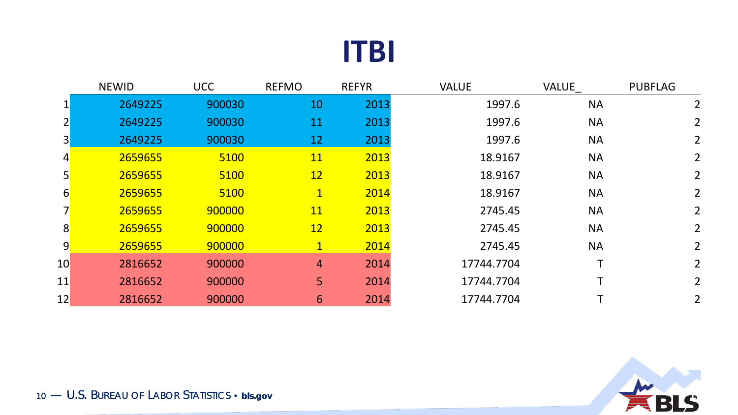# ITBI

| | NEWID | UCC | REFMO | REFYR | VALUE | VALUE_ | PUBFLAG |
|---|---|---|---|---|---|---|---|
| 1 | 2649225 | 900030 | 10 | 2013 | 1997.6 | NA | 2 |
| 2 | 2649225 | 900030 | 11 | 2013 | 1997.6 | NA | 2 |
| 3 | 2649225 | 900030 | 12 | 2013 | 1997.6 | NA | 2 |
| 4 | 2659655 | 5100 | 11 | 2013 | 18.9167 | NA | 2 |
| 5 | 2659655 | 5100 | 12 | 2013 | 18.9167 | NA | 2 |
| 6 | 2659655 | 5100 | 1 | 2014 | 18.9167 | NA | 2 |
| 7 | 2659655 | 900000 | 11 | 2013 | 2745.45 | NA | 2 |
| 8 | 2659655 | 900000 | 12 | 2013 | 2745.45 | NA | 2 |
| 9 | 2659655 | 900000 | 1 | 2014 | 2745.45 | NA | 2 |
| 10 | 2816652 | 900000 | 4 | 2014 | 17744.7704 | T | 2 |
| 11 | 2816652 | 900000 | 5 | 2014 | 17744.7704 | T | 2 |
| 12 | 2816652 | 900000 | 6 | 2014 | 17744.7704 | T | 2 |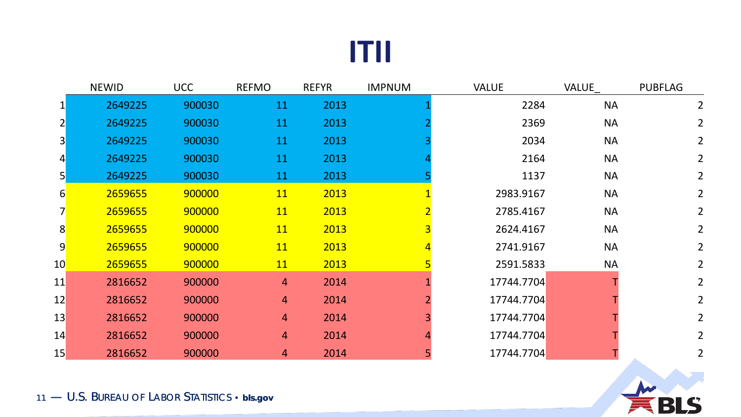# ITII

| | NEWID | UCC | REFMO | REFYR | IMPNUM | VALUE | VALUE_ | PUBFLAG |
|---|---|---|---|---|---|---|---|---|
| 1 | 2649225 | 900030 | 11 | 2013 | 1 | 2284 | NA | 2 |
| 2 | 2649225 | 900030 | 11 | 2013 | 2 | 2369 | NA | 2 |
| 3 | 2649225 | 900030 | 11 | 2013 | 3 | 2034 | NA | 2 |
| 4 | 2649225 | 900030 | 11 | 2013 | 4 | 2164 | NA | 2 |
| 5 | 2649225 | 900030 | 11 | 2013 | 5 | 1137 | NA | 2 |
| 6 | 2659655 | 900000 | 11 | 2013 | 1 | 2983.9167 | NA | 2 |
| 7 | 2659655 | 900000 | 11 | 2013 | 2 | 2785.4167 | NA | 2 |
| 8 | 2659655 | 900000 | 11 | 2013 | 3 | 2624.4167 | NA | 2 |
| 9 | 2659655 | 900000 | 11 | 2013 | 4 | 2741.9167 | NA | 2 |
| 10 | 2659655 | 900000 | 11 | 2013 | 5 | 2591.5833 | NA | 2 |
| 11 | 2816652 | 900000 | 4 | 2014 | 1 | 17744.7704 | T | 2 |
| 12 | 2816652 | 900000 | 4 | 2014 | 2 | 17744.7704 | T | 2 |
| 13 | 2816652 | 900000 | 4 | 2014 | 3 | 17744.7704 | T | 2 |
| 14 | 2816652 | 900000 | 4 | 2014 | 4 | 17744.7704 | T | 2 |
| 15 | 2816652 | 900000 | 4 | 2014 | 5 | 17744.7704 | T | 2 |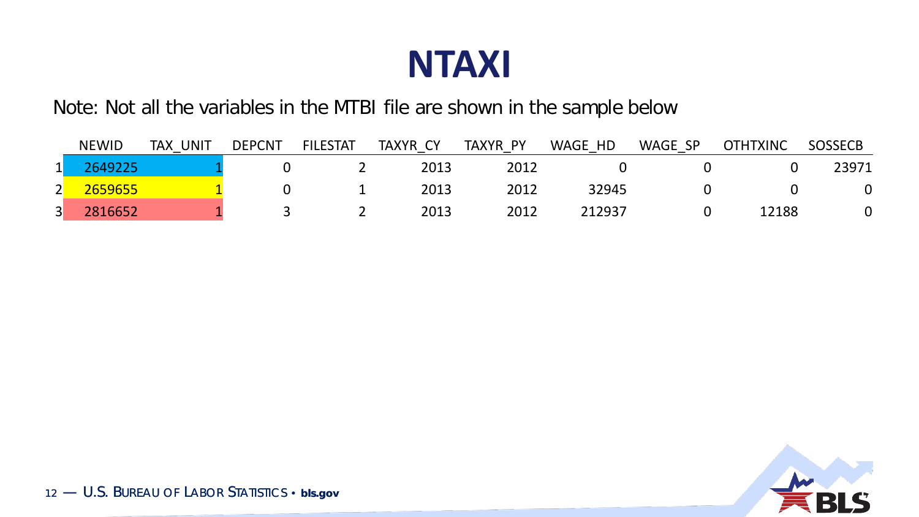# NTAXI

Note: Not all the variables in the MTBI file are shown in the sample below

| | NEWID | TAX_UNIT | DEPCNT | FILESTAT | TAXYR_CY | TAXYR_PY | WAGE_HD | WAGE_SP | OTHTXINC | SOSSECB |
|---|---|---|---|---|---|---|---|---|---|---|
| 1 | 2649225 | 1 | 0 | 2 | 2013 | 2012 | 0 | 0 | 0 | 23971 |
| 2 | 2659655 | 1 | 0 | 1 | 2013 | 2012 | 32945 | 0 | 0 | 0 |
| 3 | 2816652 | 1 | 3 | 2 | 2013 | 2012 | 212937 | 0 | 12188 | 0 |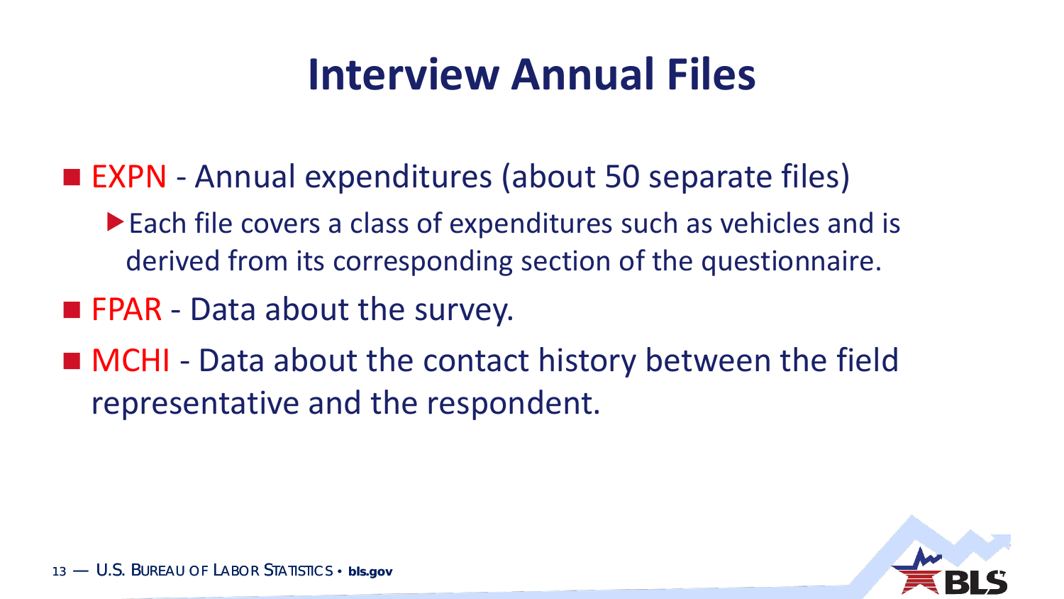# Interview Annual Files

- EXPN - Annual expenditures (about 50 separate files)
  - Each file covers a class of expenditures such as vehicles and is derived from its corresponding section of the questionnaire.
- FPAR - Data about the survey.
- MCHI - Data about the contact history between the field representative and the respondent.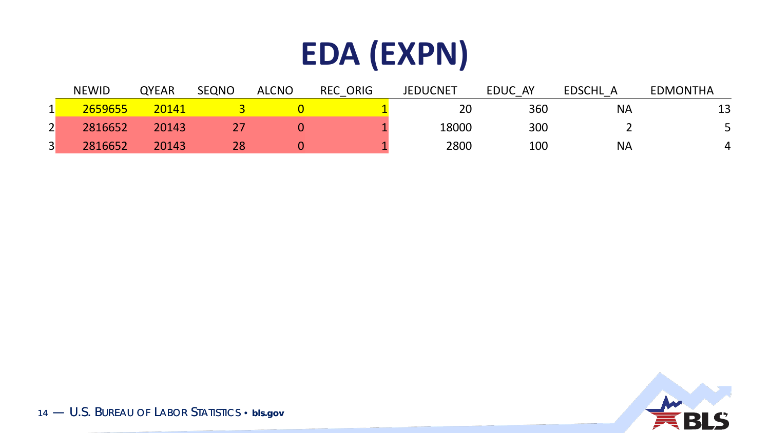# EDA (EXPN)

| | NEWID | QYEAR | SEQNO | ALCNO | REC_ORIG | JEDUCNET | EDUC_AY | EDSCHL_A | EDMONTHA |
|---|---|---|---|---|---|---|---|---|---|
| 1 | 2659655 | 20141 | 3 | 0 | 1 | 20 | 360 | NA | 13 |
| 2 | 2816652 | 20143 | 27 | 0 | 1 | 18000 | 300 | 2 | 5 |
| 3 | 2816652 | 20143 | 28 | 0 | 1 | 2800 | 100 | NA | 4 |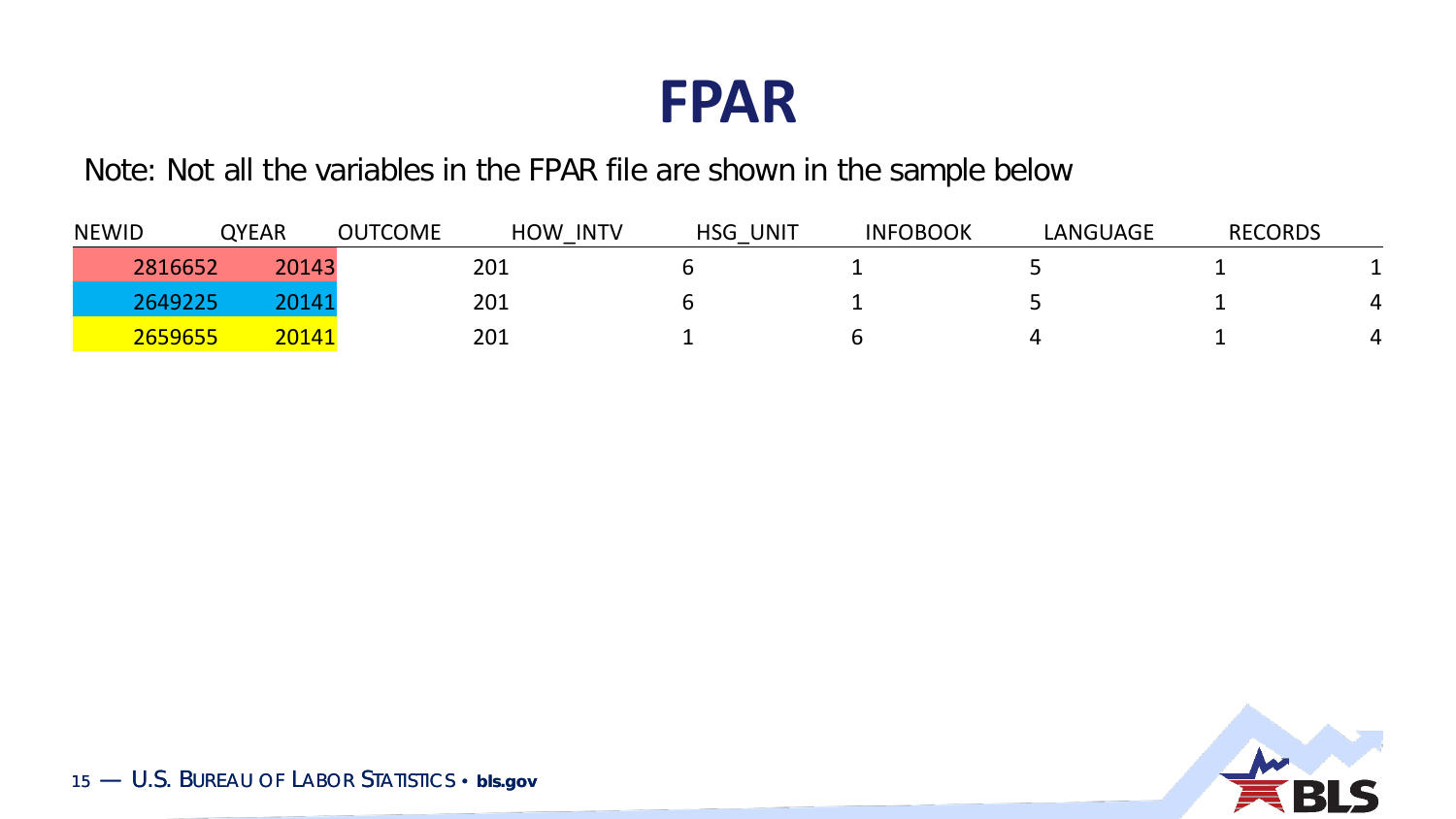# FPAR

Note: Not all the variables in the FPAR file are shown in the sample below

| NEWID | QYEAR | OUTCOME | HOW_INTV | HSG_UNIT | INFOBOOK | LANGUAGE | RECORDS |
|---|---|---|---|---|---|---|---|
| 2816652 | 20143 | 201 | 6 | 1 | 5 | 1 | 1 |
| 2649225 | 20141 | 201 | 6 | 1 | 5 | 1 | 4 |
| 2659655 | 20141 | 201 | 1 | 6 | 4 | 1 | 4 |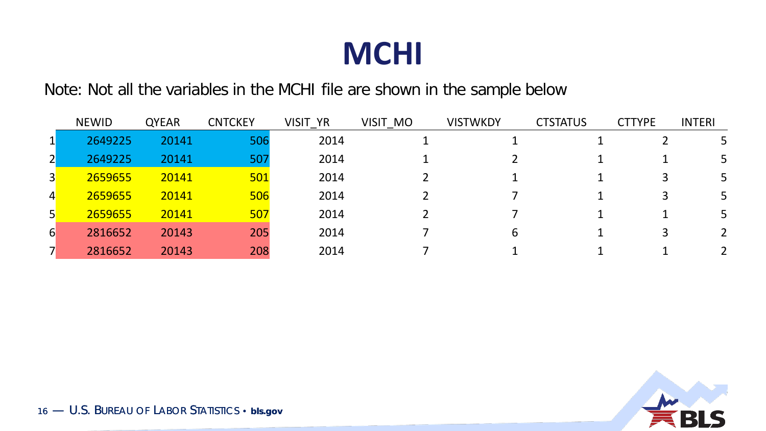# MCHI

Note: Not all the variables in the MCHI file are shown in the sample below

| | NEWID | QYEAR | CNTCKEY | VISIT_YR | VISIT_MO | VISTWKDY | CTSTATUS | CTTYPE | INTERI |
|---|---|---|---|---|---|---|---|---|---|
| 1 | 2649225 | 20141 | 506 | 2014 | 1 | 1 | 1 | 2 | 5 |
| 2 | 2649225 | 20141 | 507 | 2014 | 1 | 2 | 1 | 1 | 5 |
| 3 | 2659655 | 20141 | 501 | 2014 | 2 | 1 | 1 | 3 | 5 |
| 4 | 2659655 | 20141 | 506 | 2014 | 2 | 7 | 1 | 3 | 5 |
| 5 | 2659655 | 20141 | 507 | 2014 | 2 | 7 | 1 | 1 | 5 |
| 6 | 2816652 | 20143 | 205 | 2014 | 7 | 6 | 1 | 3 | 2 |
| 7 | 2816652 | 20143 | 208 | 2014 | 7 | 1 | 1 | 1 | 2 |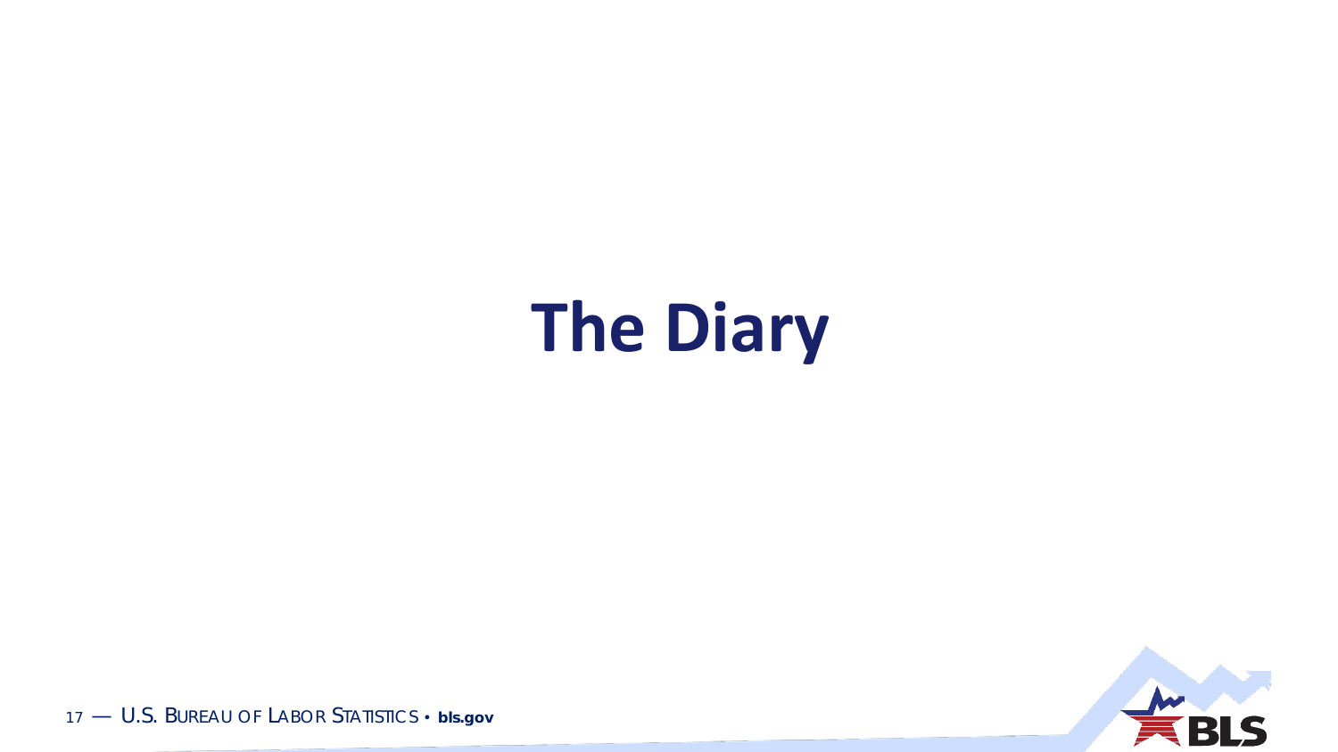# The Diary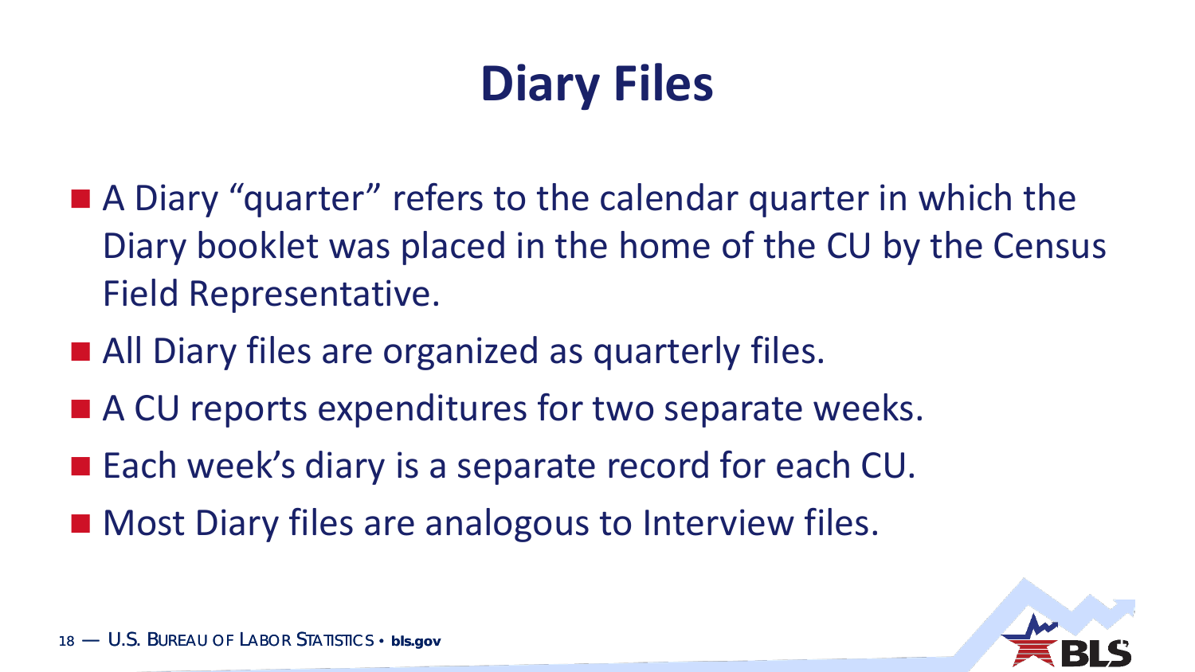# Diary Files

- A Diary "quarter" refers to the calendar quarter in which the Diary booklet was placed in the home of the CU by the Census Field Representative.
- All Diary files are organized as quarterly files.
- A CU reports expenditures for two separate weeks.
- Each week's diary is a separate record for each CU.
- Most Diary files are analogous to Interview files.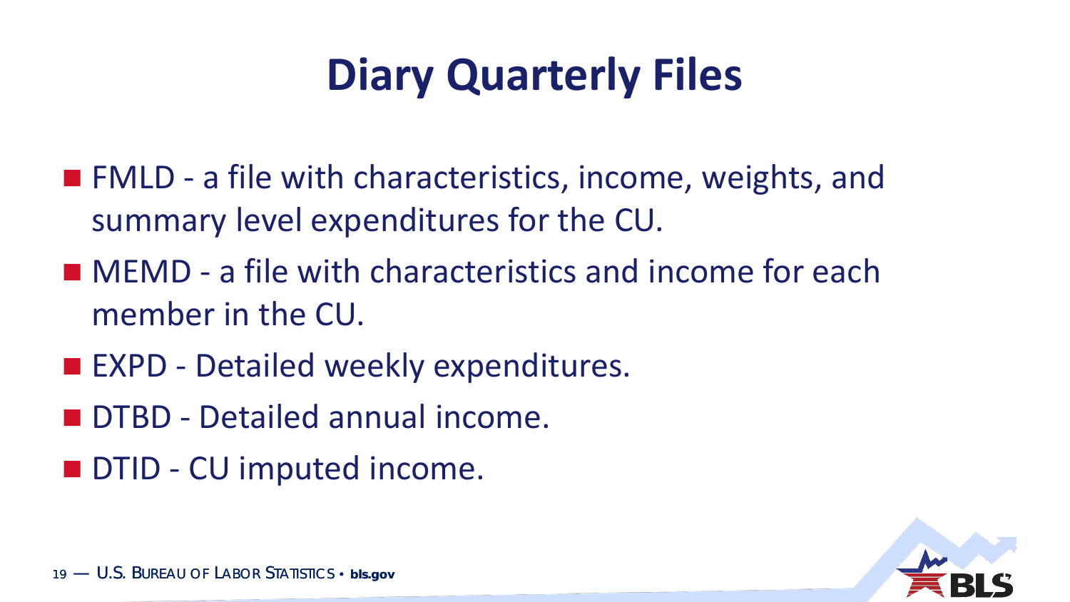# Diary Quarterly Files

- FMLD - a file with characteristics, income, weights, and summary level expenditures for the CU.
- MEMD - a file with characteristics and income for each member in the CU.
- EXPD - Detailed weekly expenditures.
- DTBD - Detailed annual income.
- DTID - CU imputed income.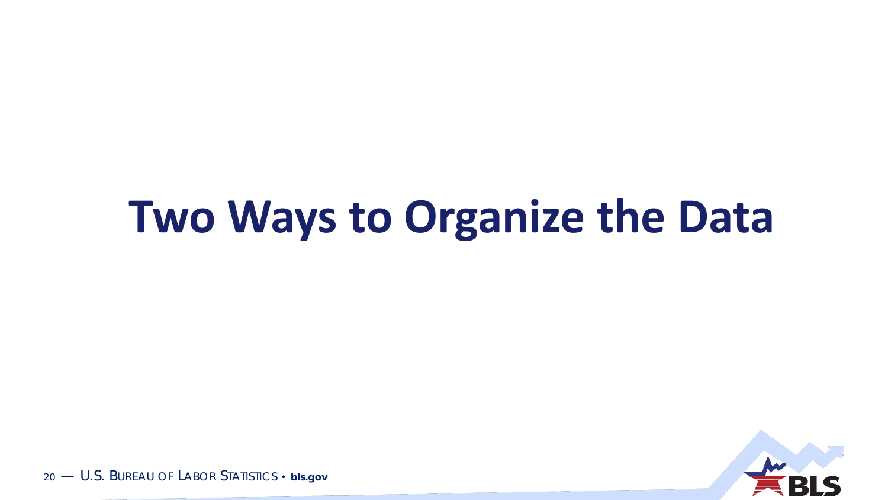# Two Ways to Organize the Data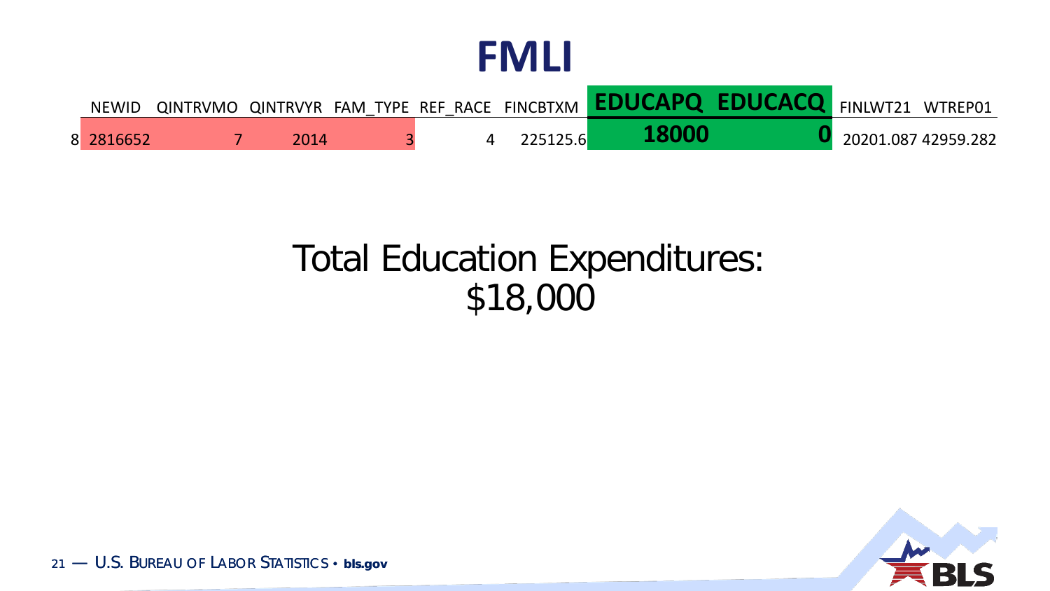# FMLI

| | NEWID | QINTRVMO | QINTRVYR | FAM_TYPE | REF_RACE | FINCBTXM | EDUCAPQ | EDUCACQ | FINLWT21 | WTREP01 |
|---|---|---|---|---|---|---|---|---|---|---|
| 8 | 2816652 | 7 | 2014 | 3 | 4 | 225125.6 | **18000** | **0** | 20201.087 | 42959.282 |

Total Education Expenditures:
$18,000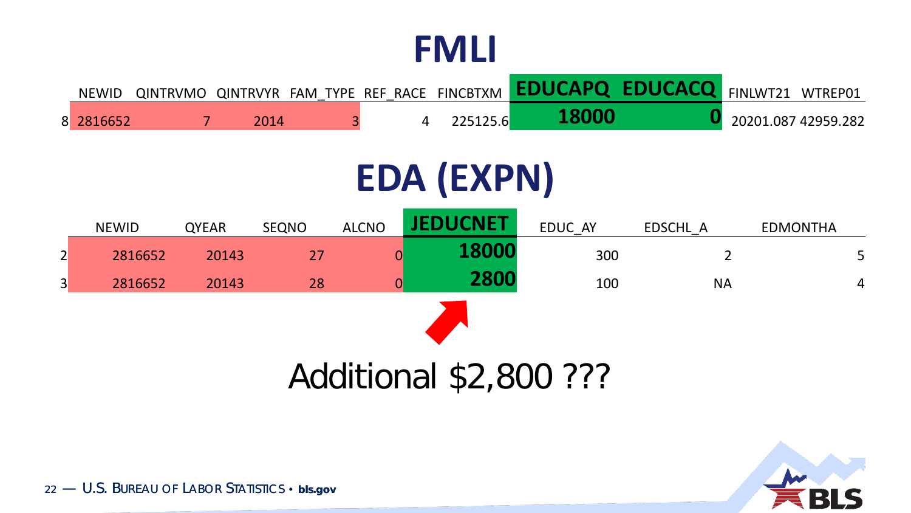# FMLI

| | NEWID | QINTRVMO | QINTRVYR | FAM_TYPE | REF_RACE | FINCBTXM | EDUCAPQ | EDUCACQ | FINLWT21 | WTREP01 |
|---|---|---|---|---|---|---|---|---|---|---|
| 8 | 2816652 | 7 | 2014 | 3 | 4 | 225125.6 | **18000** | **0** | 20201.087 | 42959.282 |

# EDA (EXPN)

| | NEWID | QYEAR | SEQNO | ALCNO | JEDUCNET | EDUC_AY | EDSCHL_A | EDMONTHA |
|---|---|---|---|---|---|---|---|---|
| 2 | 2816652 | 20143 | 27 | 0 | **18000** | 300 | 2 | 5 |
| 3 | 2816652 | 20143 | 28 | 0 | **2800** | 100 | NA | 4 |

Additional $2,800 ???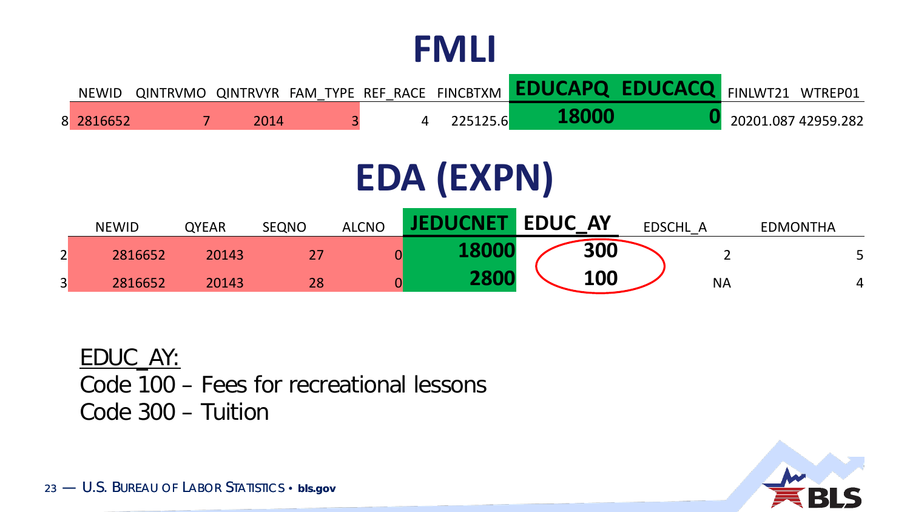# FMLI

| | NEWID | QINTRVMO | QINTRVYR | FAM_TYPE | REF_RACE | FINCBTXM | EDUCAPQ | EDUCACQ | FINLWT21 | WTREP01 |
|---|---|---|---|---|---|---|---|---|---|---|
| 8 | 2816652 | 7 | 2014 | 3 | 4 | 225125.6 | **18000** | **0** | 20201.087 | 42959.282 |

# EDA (EXPN)

| | NEWID | QYEAR | SEQNO | ALCNO | JEDUCNET | EDUC_AY | EDSCHL_A | EDMONTHA |
|---|---|---|---|---|---|---|---|---|
| 2 | 2816652 | 20143 | 27 | 0 | **18000** | **300** | 2 | 5 |
| 3 | 2816652 | 20143 | 28 | 0 | **2800** | **100** | NA | 4 |

EDUC_AY:

Code 100 – Fees for recreational lessons

Code 300 – Tuition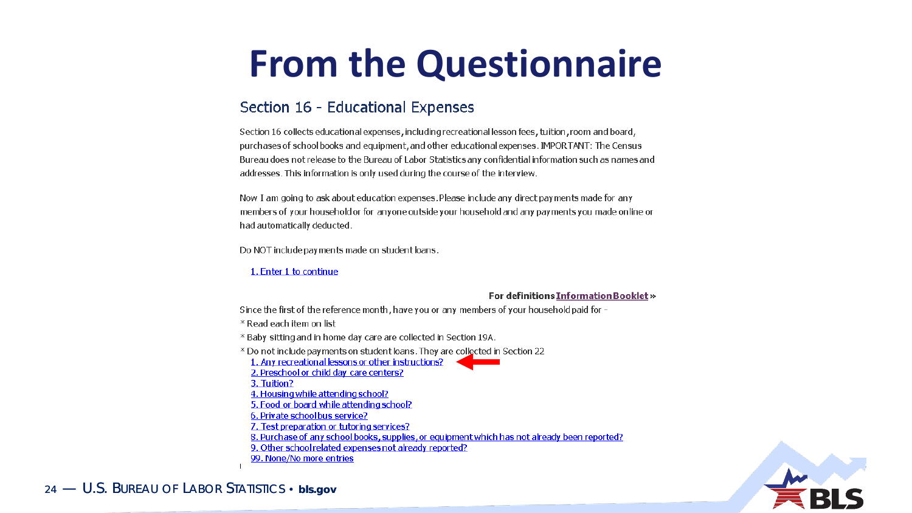# From the Questionnaire

## Section 16 - Educational Expenses

Section 16 collects educational expenses, including recreational lesson fees, tuition, room and board, purchases of school books and equipment, and other educational expenses. IMPORTANT: The Census Bureau does not release to the Bureau of Labor Statistics any confidential information such as names and addresses. This information is only used during the course of the interview.

Now I am going to ask about education expenses. Please include any direct payments made for any members of your household or for anyone outside your household and any payments you made online or had automatically deducted.

Do NOT include payments made on student loans.

1. Enter 1 to continue

**For definitions Information Booklet »**

Since the first of the reference month, have you or any members of your household paid for -

* Read each item on list

* Baby sitting and in home day care are collected in Section 19A.

* Do not include payments on student loans. They are collected in Section 22

1. Any recreational lessons or other instructions?
2. Preschool or child day care centers?
3. Tuition?
4. Housing while attending school?
5. Food or board while attending school?
6. Private school bus service?
7. Test preparation or tutoring services?
8. Purchase of any school books, supplies, or equipment which has not already been reported?
9. Other school related expenses not already reported?

99. None/No more entries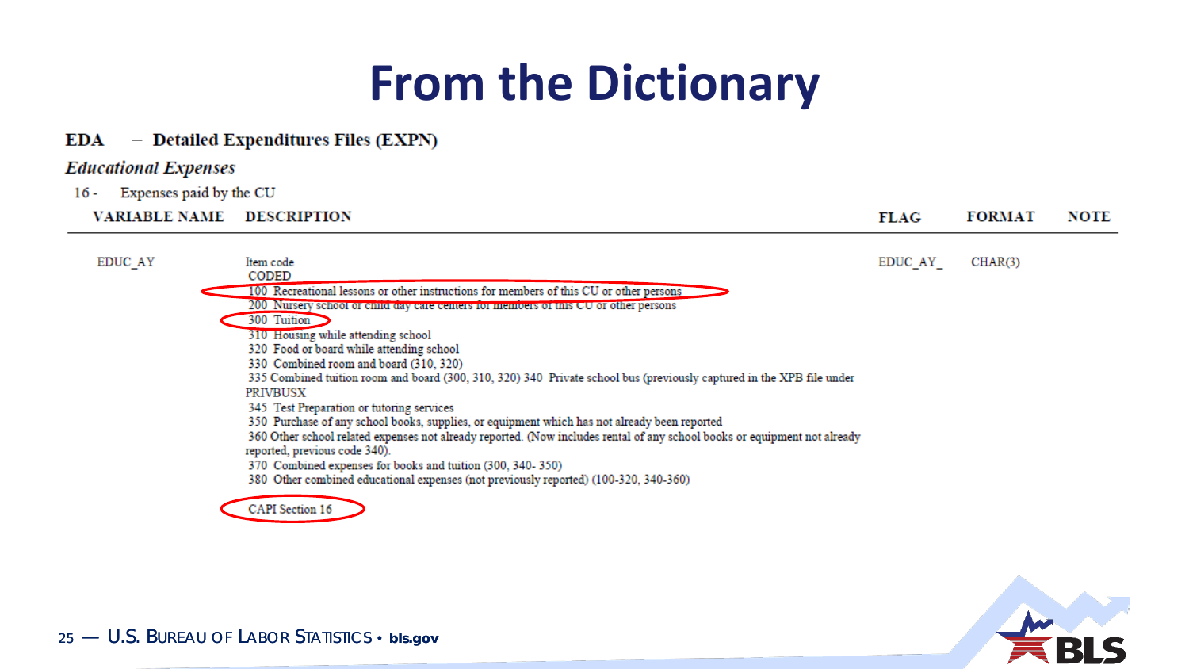# From the Dictionary

**EDA – Detailed Expenditures Files (EXPN)**

*Educational Expenses*

16 - Expenses paid by the CU

| VARIABLE NAME | DESCRIPTION | FLAG | FORMAT | NOTE |
|---|---|---|---|---|
| EDUC_AY | Item code<br>CODED<br>100 Recreational lessons or other instructions for members of this CU or other persons<br>200 Nursery school or child day care centers for members of this CU or other persons<br>300 Tuition<br>310 Housing while attending school<br>320 Food or board while attending school<br>330 Combined room and board (310, 320)<br>335 Combined tuition room and board (300, 310, 320) 340 Private school bus (previously captured in the XPB file under PRIVBUSX<br>345 Test Preparation or tutoring services<br>350 Purchase of any school books, supplies, or equipment which has not already been reported<br>360 Other school related expenses not already reported. (Now includes rental of any school books or equipment not already reported, previous code 340).<br>370 Combined expenses for books and tuition (300, 340- 350)<br>380 Other combined educational expenses (not previously reported) (100-320, 340-360)<br><br>CAPI Section 16 | EDUC_AY_ | CHAR(3) | |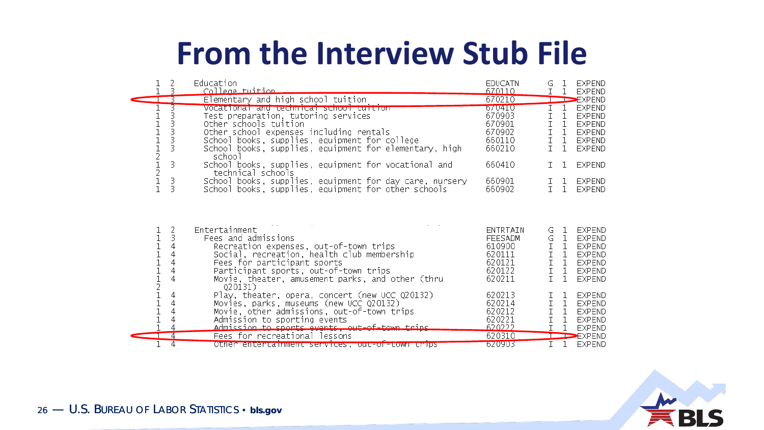# From the Interview Stub File

```
1  2    Education                                              EDUCATN    G  1  EXPEND
1  3      College tuition                                      670110     I  1  EXPEND
1  3      Elementary and high school tuition                   670210     I  1  EXPEND
1  3      Vocational and technical school tuition              670410     I  1  EXPEND
1  3      Test preparation, tutoring services                  670903     I  1  EXPEND
1  3      Other schools tuition                                670901     I  1  EXPEND
1  3      Other school expenses including rentals              670902     I  1  EXPEND
1  3      School books, supplies, equipment for college        660110     I  1  EXPEND
1  3      School books, supplies, equipment for elementary, high  660210  I  1  EXPEND
2           school
1  3      School books, supplies, equipment for vocational and  660410    I  1  EXPEND
2           technical schools
1  3      School books, supplies, equipment for day care, nursery  660901 I  1  EXPEND
1  3      School books, supplies, equipment for other schools  660902     I  1  EXPEND
```

```
1  2    Entertainment                                          ENTRTAIN   G  1  EXPEND
1  3      Fees and admissions                                  FEESADM    G  1  EXPEND
1  4        Recreation expenses, out-of-town trips             610900     I  1  EXPEND
1  4        Social, recreation, health club membership         620111     I  1  EXPEND
1  4        Fees for participant sports                        620121     I  1  EXPEND
1  4        Participant sports, out-of-town trips              620122     I  1  EXPEND
1  4        Movie, theater, amusement parks, and other (thru   620211     I  1  EXPEND
2             Q20131)
1  4        Play, theater, opera, concert (new UCC Q20132)     620213     I  1  EXPEND
1  4        Movies, parks, museums (new UCC Q20132)            620214     I  1  EXPEND
1  4        Movie, other admissions, out-of-town trips         620212     I  1  EXPEND
1  4        Admission to sporting events                       620221     I  1  EXPEND
1  4        Admission to sports events, out-of-town trips      620222     I  1  EXPEND
1  4        Fees for recreational lessons                      620310     I  1  EXPEND
1  4        Other entertainment services, out-of-town trips    620903     I  1  EXPEND
```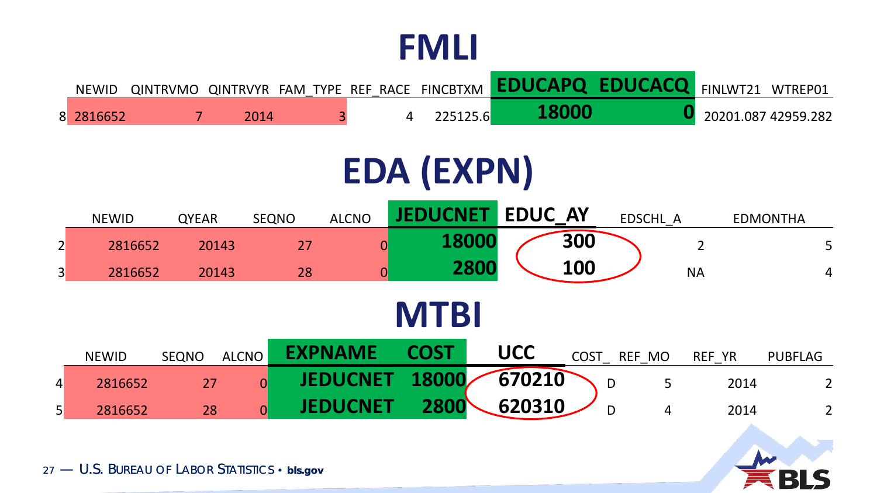# FMLI

| | NEWID | QINTRVMO | QINTRVYR | FAM_TYPE | REF_RACE | FINCBTXM | **EDUCAPQ** | **EDUCACQ** | FINLWT21 | WTREP01 |
|---|---|---|---|---|---|---|---|---|---|---|
| 8 | 2816652 | 7 | 2014 | 3 | 4 | 225125.6 | **18000** | **0** | 20201.087 | 42959.282 |

# EDA (EXPN)

| | NEWID | QYEAR | SEQNO | ALCNO | **JEDUCNET** | **EDUC_AY** | EDSCHL_A | EDMONTHA |
|---|---|---|---|---|---|---|---|---|
| 2 | 2816652 | 20143 | 27 | 0 | **18000** | **300** | 2 | 5 |
| 3 | 2816652 | 20143 | 28 | 0 | **2800** | **100** | NA | 4 |

# MTBI

| | NEWID | SEQNO | ALCNO | **EXPNAME** | **COST** | **UCC** | COST_ | REF_MO | REF_YR | PUBFLAG |
|---|---|---|---|---|---|---|---|---|---|---|
| 4 | 2816652 | 27 | 0 | **JEDUCNET** | **18000** | **670210** | D | 5 | 2014 | 2 |
| 5 | 2816652 | 28 | 0 | **JEDUCNET** | **2800** | **620310** | D | 4 | 2014 | 2 |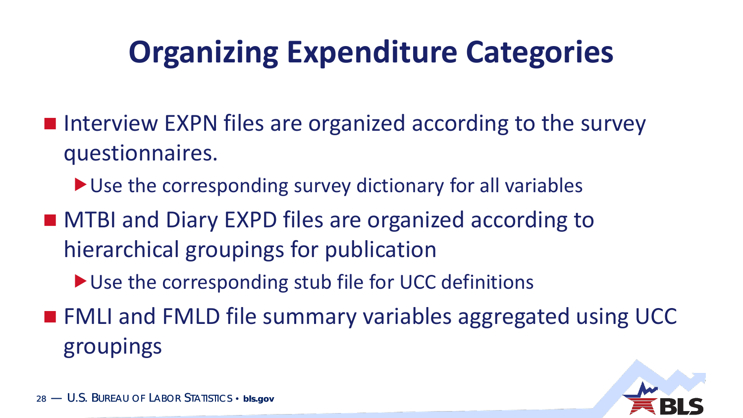# Organizing Expenditure Categories

- Interview EXPN files are organized according to the survey questionnaires.
  - Use the corresponding survey dictionary for all variables
- MTBI and Diary EXPD files are organized according to hierarchical groupings for publication
  - Use the corresponding stub file for UCC definitions
- FMLI and FMLD file summary variables aggregated using UCC groupings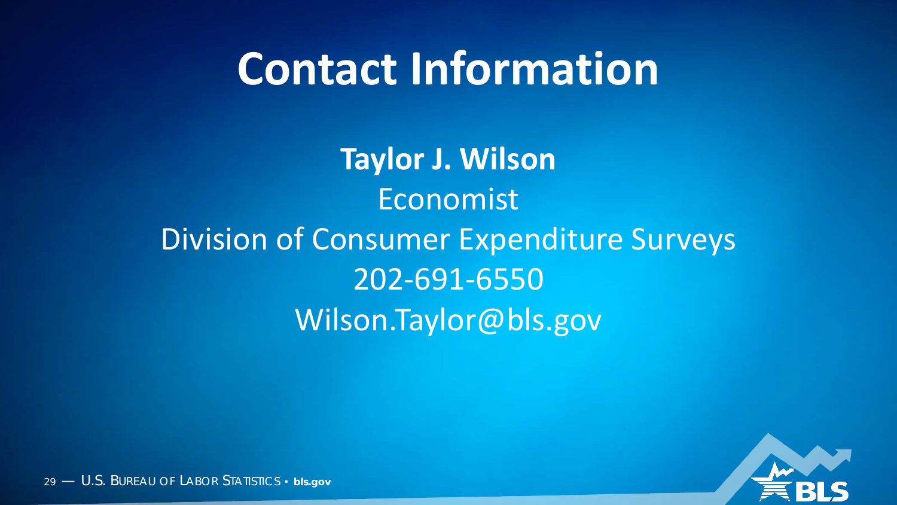# Contact Information

**Taylor J. Wilson**

Economist

Division of Consumer Expenditure Surveys

202-691-6550

Wilson.Taylor@bls.gov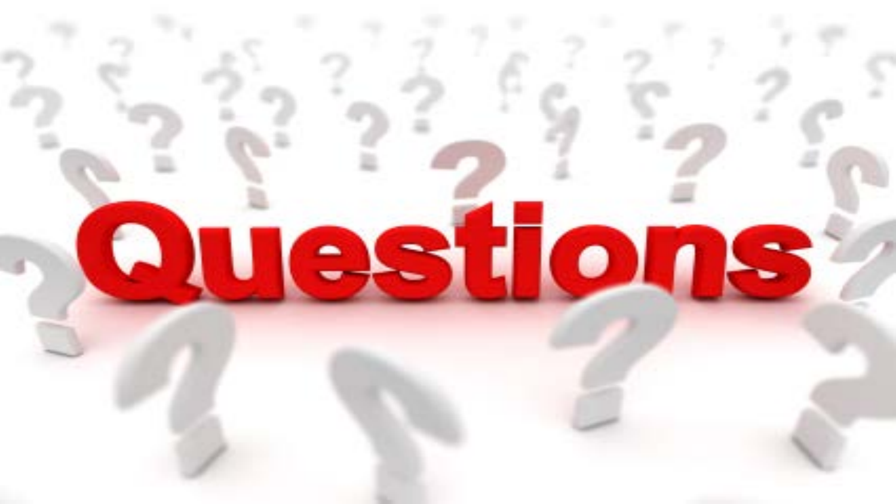# Questions